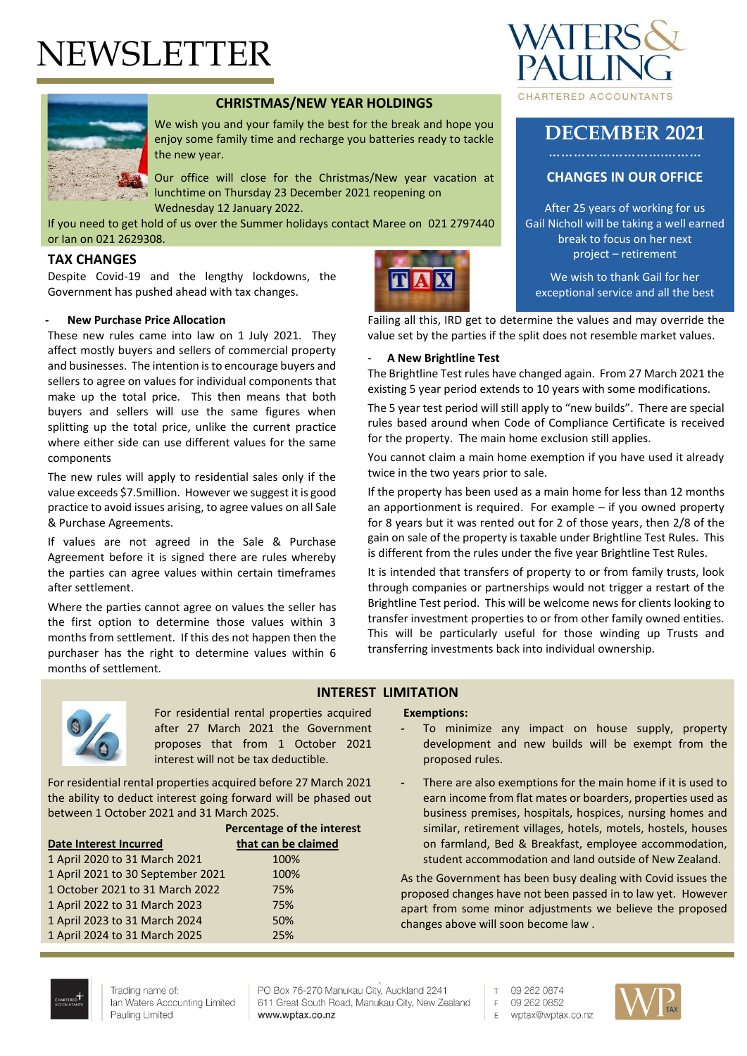# NEWSLETTER

WATERS & PAULING
CHARTERED ACCOUNTANTS

## CHRISTMAS/NEW YEAR HOLDINGS

We wish you and your family the best for the break and hope you enjoy some family time and recharge you batteries ready to tackle the new year.

Our office will close for the Christmas/New year vacation at lunchtime on Thursday 23 December 2021 reopening on Wednesday 12 January 2022.

If you need to get hold of us over the Summer holidays contact Maree on 021 2797440 or Ian on 021 2629308.

## DECEMBER 2021

### CHANGES IN OUR OFFICE

After 25 years of working for us Gail Nicholl will be taking a well earned break to focus on her next project – retirement

We wish to thank Gail for her exceptional service and all the best

## TAX CHANGES

Despite Covid-19 and the lengthy lockdowns, the Government has pushed ahead with tax changes.

- **New Purchase Price Allocation**

These new rules came into law on 1 July 2021. They affect mostly buyers and sellers of commercial property and businesses. The intention is to encourage buyers and sellers to agree on values for individual components that make up the total price. This then means that both buyers and sellers will use the same figures when splitting up the total price, unlike the current practice where either side can use different values for the same components

The new rules will apply to residential sales only if the value exceeds $7.5million. However we suggest it is good practice to avoid issues arising, to agree values on all Sale & Purchase Agreements.

If values are not agreed in the Sale & Purchase Agreement before it is signed there are rules whereby the parties can agree values within certain timeframes after settlement.

Where the parties cannot agree on values the seller has the first option to determine those values within 3 months from settlement. If this des not happen then the purchaser has the right to determine values within 6 months of settlement.

Failing all this, IRD get to determine the values and may override the value set by the parties if the split does not resemble market values.

- **A New Brightline Test**

The Brightline Test rules have changed again. From 27 March 2021 the existing 5 year period extends to 10 years with some modifications.

The 5 year test period will still apply to "new builds". There are special rules based around when Code of Compliance Certificate is received for the property. The main home exclusion still applies.

You cannot claim a main home exemption if you have used it already twice in the two years prior to sale.

If the property has been used as a main home for less than 12 months an apportionment is required. For example – if you owned property for 8 years but it was rented out for 2 of those years, then 2/8 of the gain on sale of the property is taxable under Brightline Test Rules. This is different from the rules under the five year Brightline Test Rules.

It is intended that transfers of property to or from family trusts, look through companies or partnerships would not trigger a restart of the Brightline Test period. This will be welcome news for clients looking to transfer investment properties to or from other family owned entities. This will be particularly useful for those winding up Trusts and transferring investments back into individual ownership.

## INTEREST LIMITATION

For residential rental properties acquired after 27 March 2021 the Government proposes that from 1 October 2021 interest will not be tax deductible.

For residential rental properties acquired before 27 March 2021 the ability to deduct interest going forward will be phased out between 1 October 2021 and 31 March 2025.

| Date Interest Incurred | Percentage of the interest that can be claimed |
|---|---|
| 1 April 2020 to 31 March 2021 | 100% |
| 1 April 2021 to 30 September 2021 | 100% |
| 1 October 2021 to 31 March 2022 | 75% |
| 1 April 2022 to 31 March 2023 | 75% |
| 1 April 2023 to 31 March 2024 | 50% |
| 1 April 2024 to 31 March 2025 | 25% |

**Exemptions:**

- To minimize any impact on house supply, property development and new builds will be exempt from the proposed rules.
- There are also exemptions for the main home if it is used to earn income from flat mates or boarders, properties used as business premises, hospitals, hospices, nursing homes and similar, retirement villages, hotels, motels, hostels, houses on farmland, Bed & Breakfast, employee accommodation, student accommodation and land outside of New Zealand.

As the Government has been busy dealing with Covid issues the proposed changes have not been passed in to law yet. However apart from some minor adjustments we believe the proposed changes above will soon become law .

Trading name of:
Ian Waters Accounting Limited
Pauling Limited

PO Box 76-270 Manukau City, Auckland 2241
611 Great South Road, Manukau City, New Zealand
www.wptax.co.nz

T 09 262 0874
F 09 262 0852
E wptax@wptax.co.nz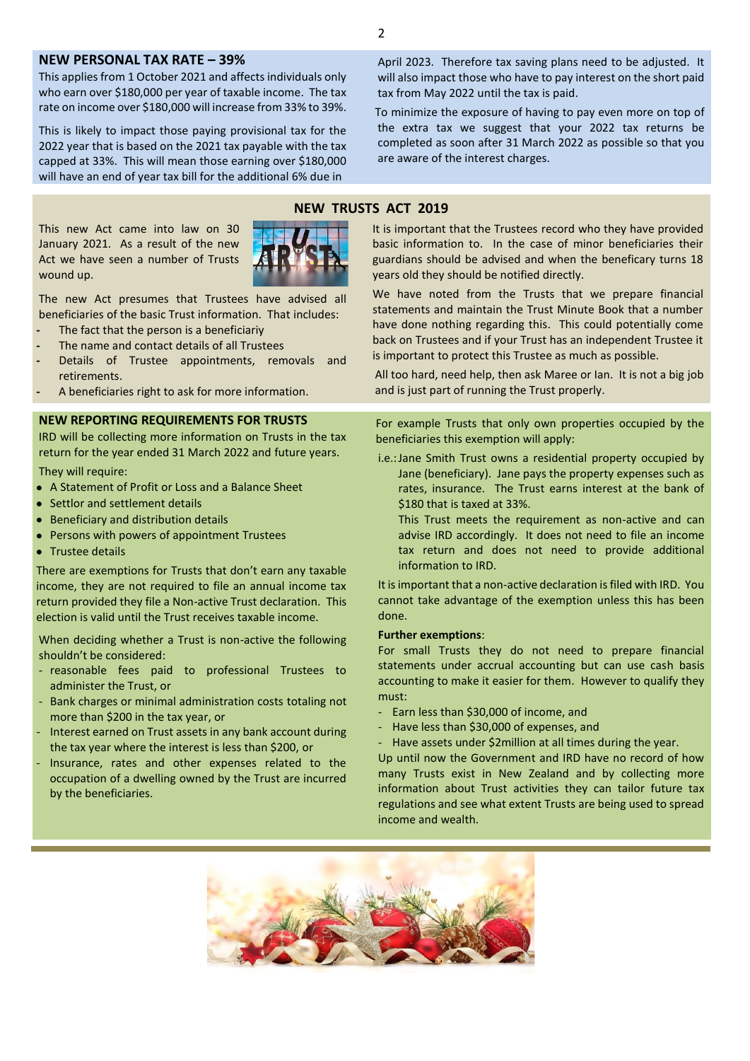## NEW PERSONAL TAX RATE – 39%

This applies from 1 October 2021 and affects individuals only who earn over $180,000 per year of taxable income. The tax rate on income over $180,000 will increase from 33% to 39%.

This is likely to impact those paying provisional tax for the 2022 year that is based on the 2021 tax payable with the tax capped at 33%. This will mean those earning over $180,000 will have an end of year tax bill for the additional 6% due in April 2023. Therefore tax saving plans need to be adjusted. It will also impact those who have to pay interest on the short paid tax from May 2022 until the tax is paid.

To minimize the exposure of having to pay even more on top of the extra tax we suggest that your 2022 tax returns be completed as soon after 31 March 2022 as possible so that you are aware of the interest charges.

## NEW TRUSTS ACT 2019

This new Act came into law on 30 January 2021. As a result of the new Act we have seen a number of Trusts wound up.

The new Act presumes that Trustees have advised all beneficiaries of the basic Trust information. That includes:

- The fact that the person is a beneficiariy
- The name and contact details of all Trustees
- Details of Trustee appointments, removals and retirements.
- A beneficiaries right to ask for more information.

It is important that the Trustees record who they have provided basic information to. In the case of minor beneficiaries their guardians should be advised and when the beneficary turns 18 years old they should be notified directly.

We have noted from the Trusts that we prepare financial statements and maintain the Trust Minute Book that a number have done nothing regarding this. This could potentially come back on Trustees and if your Trust has an independent Trustee it is important to protect this Trustee as much as possible.

All too hard, need help, then ask Maree or Ian. It is not a big job and is just part of running the Trust properly.

## NEW REPORTING REQUIREMENTS FOR TRUSTS

IRD will be collecting more information on Trusts in the tax return for the year ended 31 March 2022 and future years.

They will require:

- A Statement of Profit or Loss and a Balance Sheet
- Settlor and settlement details
- Beneficiary and distribution details
- Persons with powers of appointment Trustees
- Trustee details

There are exemptions for Trusts that don't earn any taxable income, they are not required to file an annual income tax return provided they file a Non-active Trust declaration. This election is valid until the Trust receives taxable income.

When deciding whether a Trust is non-active the following shouldn't be considered:

- reasonable fees paid to professional Trustees to administer the Trust, or
- Bank charges or minimal administration costs totaling not more than $200 in the tax year, or
- Interest earned on Trust assets in any bank account during the tax year where the interest is less than $200, or
- Insurance, rates and other expenses related to the occupation of a dwelling owned by the Trust are incurred by the beneficiaries.

For example Trusts that only own properties occupied by the beneficiaries this exemption will apply:

i.e.: Jane Smith Trust owns a residential property occupied by Jane (beneficiary). Jane pays the property expenses such as rates, insurance. The Trust earns interest at the bank of $180 that is taxed at 33%.

This Trust meets the requirement as non-active and can advise IRD accordingly. It does not need to file an income tax return and does not need to provide additional information to IRD.

It is important that a non-active declaration is filed with IRD. You cannot take advantage of the exemption unless this has been done.

**Further exemptions**:

For small Trusts they do not need to prepare financial statements under accrual accounting but can use cash basis accounting to make it easier for them. However to qualify they must:

- Earn less than $30,000 of income, and
- Have less than $30,000 of expenses, and
- Have assets under $2million at all times during the year.

Up until now the Government and IRD have no record of how many Trusts exist in New Zealand and by collecting more information about Trust activities they can tailor future tax regulations and see what extent Trusts are being used to spread income and wealth.